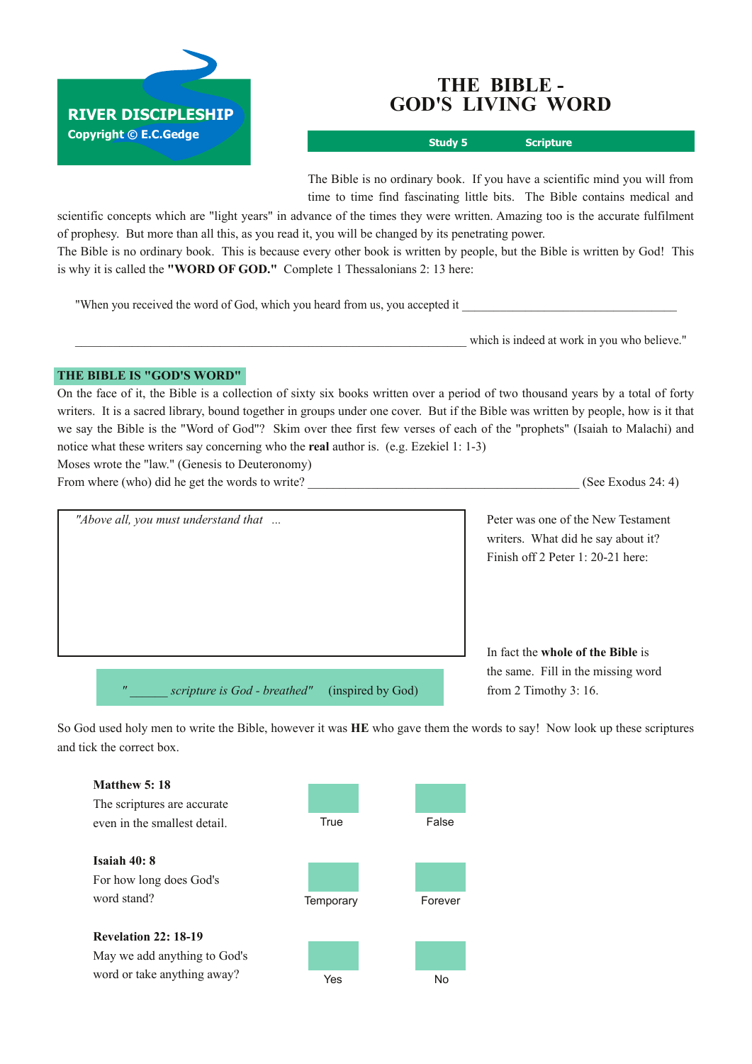**RIVER DISCIPLESHIP**
Copyright © E.C.Gedge

# THE BIBLE - GOD'S LIVING WORD

**Study 5 Scripture**

The Bible is no ordinary book. If you have a scientific mind you will from time to time find fascinating little bits. The Bible contains medical and scientific concepts which are "light years" in advance of the times they were written. Amazing too is the accurate fulfilment of prophesy. But more than all this, as you read it, you will be changed by its penetrating power.

The Bible is no ordinary book. This is because every other book is written by people, but the Bible is written by God! This is why it is called the **"WORD OF GOD."** Complete 1 Thessalonians 2: 13 here:

"When you received the word of God, which you heard from us, you accepted it ____________________________________

_________________________________________________________________ which is indeed at work in you who believe."

## THE BIBLE IS "GOD'S WORD"

On the face of it, the Bible is a collection of sixty six books written over a period of two thousand years by a total of forty writers. It is a sacred library, bound together in groups under one cover. But if the Bible was written by people, how is it that we say the Bible is the "Word of God"? Skim over thee first few verses of each of the "prophets" (Isaiah to Malachi) and notice what these writers say concerning who the **real** author is. (e.g. Ezekiel 1: 1-3)

Moses wrote the "law." (Genesis to Deuteronomy)

From where (who) did he get the words to write? _____________________________________________ (See Exodus 24: 4)

Peter was one of the New Testament writers. What did he say about it? Finish off 2 Peter 1: 20-21 here:

*"Above all, you must understand that ...*

In fact the **whole of the Bible** is the same. Fill in the missing word from 2 Timothy 3: 16.

*" ______ scripture is God - breathed"* (inspired by God)

So God used holy men to write the Bible, however it was **HE** who gave them the words to say! Now look up these scriptures and tick the correct box.

**Matthew 5: 18**
The scriptures are accurate even in the smallest detail.

☐ True ☐ False

**Isaiah 40: 8**
For how long does God's word stand?

☐ Temporary ☐ Forever

**Revelation 22: 18-19**
May we add anything to God's word or take anything away?

☐ Yes ☐ No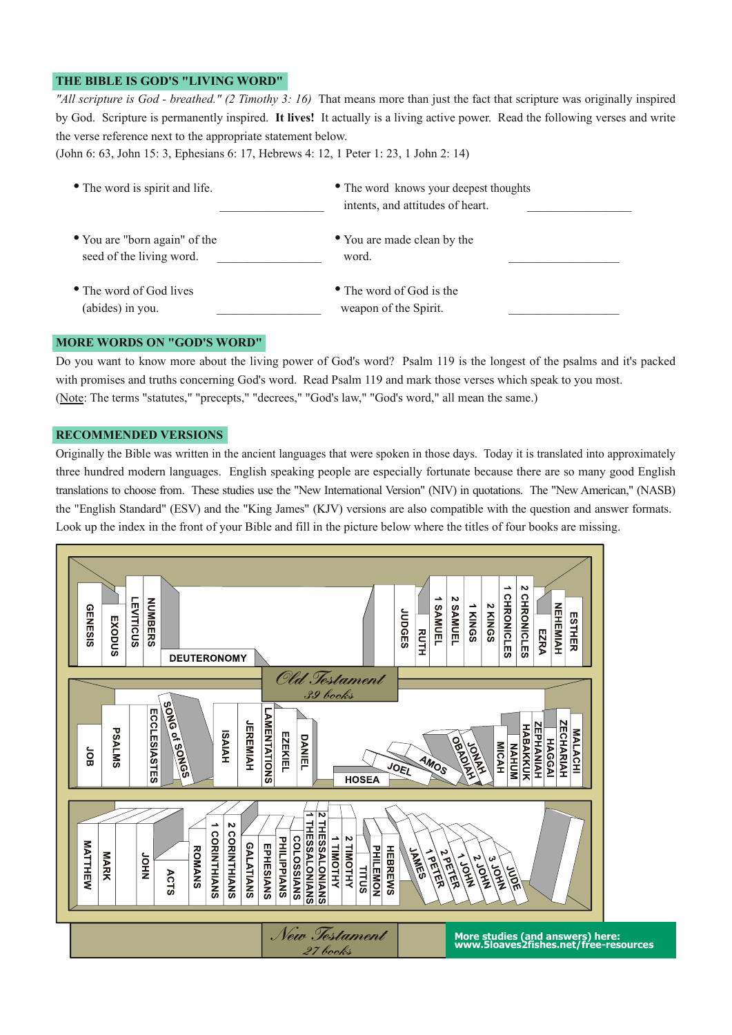## THE BIBLE IS GOD'S "LIVING WORD"

*"All scripture is God - breathed." (2 Timothy 3: 16)* That means more than just the fact that scripture was originally inspired by God. Scripture is permanently inspired. **It lives!** It actually is a living active power. Read the following verses and write the verse reference next to the appropriate statement below.
(John 6: 63, John 15: 3, Ephesians 6: 17, Hebrews 4: 12, 1 Peter 1: 23, 1 John 2: 14)

- The word is spirit and life. ________________
- The word knows your deepest thoughts intents, and attitudes of heart. ________________
- You are "born again" of the seed of the living word. ________________
- You are made clean by the word. ________________
- The word of God lives (abides) in you. ________________
- The word of God is the weapon of the Spirit. ________________

## MORE WORDS ON "GOD'S WORD"

Do you want to know more about the living power of God's word? Psalm 119 is the longest of the psalms and it's packed with promises and truths concerning God's word. Read Psalm 119 and mark those verses which speak to you most. (Note: The terms "statutes," "precepts," "decrees," "God's law," "God's word," all mean the same.)

## RECOMMENDED VERSIONS

Originally the Bible was written in the ancient languages that were spoken in those days. Today it is translated into approximately three hundred modern languages. English speaking people are especially fortunate because there are so many good English translations to choose from. These studies use the "New International Version" (NIV) in quotations. The "New American," (NASB) the "English Standard" (ESV) and the "King James" (KJV) versions are also compatible with the question and answer formats. Look up the index in the front of your Bible and fill in the picture below where the titles of four books are missing.

GENESIS
EXODUS
LEVITICUS
NUMBERS
DEUTERONOMY
JUDGES
RUTH
1 SAMUEL
2 SAMUEL
1 KINGS
2 KINGS
1 CHRONICLES
2 CHRONICLES
EZRA
NEHEMIAH
ESTHER

Old Testament
39 books

JOB
PSALMS
ECCLESIASTES
SONG of SONGS
ISAIAH
JEREMIAH
LAMENTATIONS
EZEKIEL
DANIEL
HOSEA
JOEL
AMOS
OBADIAH
JONAH
MICAH
NAHUM
HABAKKUK
ZEPHANIAH
HAGGAI
ZECHARIAH
MALACHI

MATTHEW
MARK
JOHN
ACTS
ROMANS
1 CORINTHIANS
2 CORINTHIANS
GALATIANS
EPHESIANS
PHILIPPIANS
COLOSSIANS
1 THESSALONIANS
2 THESSALONIANS
1 TIMOTHY
2 TIMOTHY
TITUS
PHILEMON
HEBREWS
JAMES
1 PETER
2 PETER
1 JOHN
2 JOHN
3 JOHN
JUDE

New Testament
27 books

More studies (and answers) here:
www.5loaves2fishes.net/free-resources